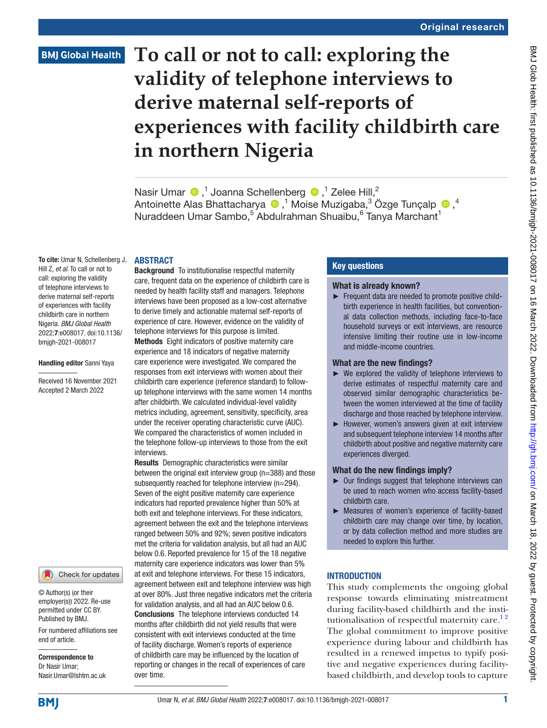Original research

BMJ Global Health

# To call or not to call: exploring the validity of telephone interviews to derive maternal self-reports of experiences with facility childbirth care in northern Nigeria

Nasir Umar,[1] Joanna Schellenberg,[1] Zelee Hill,[2] Antoinette Alas Bhattacharya,[1] Moise Muzigaba,[3] Özge Tunçalp,[4] Nuraddeen Umar Sambo,[5] Abdulrahman Shuaibu,[6] Tanya Marchant[1]

**To cite:** Umar N, Schellenberg J, Hill Z, *et al*. To call or not to call: exploring the validity of telephone interviews to derive maternal self-reports of experiences with facility childbirth care in northern Nigeria. *BMJ Global Health* 2022;**7**:e008017. doi:10.1136/bmjgh-2021-008017

**Handling editor** Sanni Yaya

Received 16 November 2021
Accepted 2 March 2022

© Author(s) (or their employer(s)) 2022. Re-use permitted under CC BY. Published by BMJ.

For numbered affiliations see end of article.

**Correspondence to**
Dr Nasir Umar;
Nasir.Umar@lshtm.ac.uk

## ABSTRACT

**Background** To institutionalise respectful maternity care, frequent data on the experience of childbirth care is needed by health facility staff and managers. Telephone interviews have been proposed as a low-cost alternative to derive timely and actionable maternal self-reports of experience of care. However, evidence on the validity of telephone interviews for this purpose is limited.

**Methods** Eight indicators of positive maternity care experience and 18 indicators of negative maternity care experience were investigated. We compared the responses from exit interviews with women about their childbirth care experience (reference standard) to follow-up telephone interviews with the same women 14 months after childbirth. We calculated individual-level validity metrics including, agreement, sensitivity, specificity, area under the receiver operating characteristic curve (AUC). We compared the characteristics of women included in the telephone follow-up interviews to those from the exit interviews.

**Results** Demographic characteristics were similar between the original exit interview group (n=388) and those subsequently reached for telephone interview (n=294). Seven of the eight positive maternity care experience indicators had reported prevalence higher than 50% at both exit and telephone interviews. For these indicators, agreement between the exit and the telephone interviews ranged between 50% and 92%; seven positive indicators met the criteria for validation analysis, but all had an AUC below 0.6. Reported prevalence for 15 of the 18 negative maternity care experience indicators was lower than 5% at exit and telephone interviews. For these 15 indicators, agreement between exit and telephone interview was high at over 80%. Just three negative indicators met the criteria for validation analysis, and all had an AUC below 0.6.

**Conclusions** The telephone interviews conducted 14 months after childbirth did not yield results that were consistent with exit interviews conducted at the time of facility discharge. Women's reports of experience of childbirth care may be influenced by the location of reporting or changes in the recall of experiences of care over time.

## Key questions

### What is already known?

- Frequent data are needed to promote positive childbirth experience in health facilities, but conventional data collection methods, including face-to-face household surveys or exit interviews, are resource intensive limiting their routine use in low-income and middle-income countries.

### What are the new findings?

- We explored the validity of telephone interviews to derive estimates of respectful maternity care and observed similar demographic characteristics between the women interviewed at the time of facility discharge and those reached by telephone interview.
- However, women's answers given at exit interview and subsequent telephone interview 14 months after childbirth about positive and negative maternity care experiences diverged.

### What do the new findings imply?

- Our findings suggest that telephone interviews can be used to reach women who access facility-based childbirth care.
- Measures of women's experience of facility-based childbirth care may change over time, by location, or by data collection method and more studies are needed to explore this further.

## INTRODUCTION

This study complements the ongoing global response towards eliminating mistreatment during facility-based childbirth and the institutionalisation of respectful maternity care.[1 2] The global commitment to improve positive experience during labour and childbirth has resulted in a renewed impetus to typify positive and negative experiences during facility-based childbirth, and develop tools to capture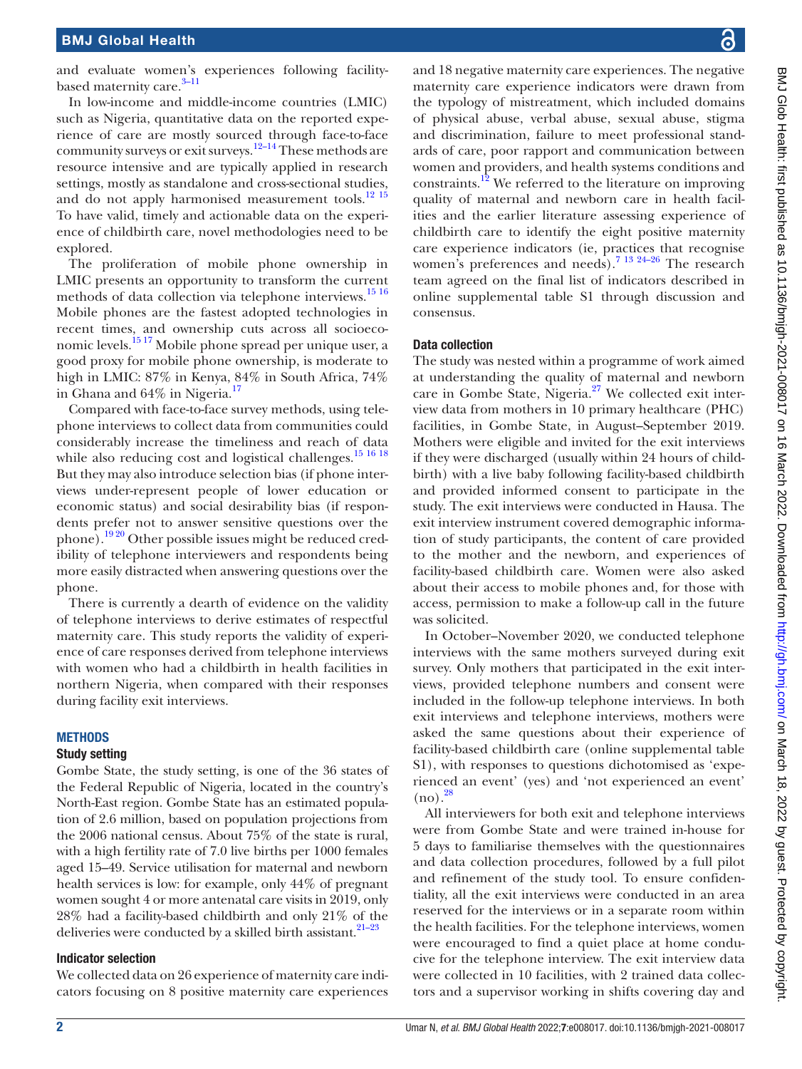and evaluate women's experiences following facility-based maternity care.[3–11]

In low-income and middle-income countries (LMIC) such as Nigeria, quantitative data on the reported experience of care are mostly sourced through face-to-face community surveys or exit surveys.[12–14] These methods are resource intensive and are typically applied in research settings, mostly as standalone and cross-sectional studies, and do not apply harmonised measurement tools.[12 15] To have valid, timely and actionable data on the experience of childbirth care, novel methodologies need to be explored.

The proliferation of mobile phone ownership in LMIC presents an opportunity to transform the current methods of data collection via telephone interviews.[15 16] Mobile phones are the fastest adopted technologies in recent times, and ownership cuts across all socioeconomic levels.[15 17] Mobile phone spread per unique user, a good proxy for mobile phone ownership, is moderate to high in LMIC: 87% in Kenya, 84% in South Africa, 74% in Ghana and 64% in Nigeria.[17]

Compared with face-to-face survey methods, using telephone interviews to collect data from communities could considerably increase the timeliness and reach of data while also reducing cost and logistical challenges.[15 16 18] But they may also introduce selection bias (if phone interviews under-represent people of lower education or economic status) and social desirability bias (if respondents prefer not to answer sensitive questions over the phone).[19 20] Other possible issues might be reduced credibility of telephone interviewers and respondents being more easily distracted when answering questions over the phone.

There is currently a dearth of evidence on the validity of telephone interviews to derive estimates of respectful maternity care. This study reports the validity of experience of care responses derived from telephone interviews with women who had a childbirth in health facilities in northern Nigeria, when compared with their responses during facility exit interviews.

## METHODS

### Study setting

Gombe State, the study setting, is one of the 36 states of the Federal Republic of Nigeria, located in the country's North-East region. Gombe State has an estimated population of 2.6 million, based on population projections from the 2006 national census. About 75% of the state is rural, with a high fertility rate of 7.0 live births per 1000 females aged 15–49. Service utilisation for maternal and newborn health services is low: for example, only 44% of pregnant women sought 4 or more antenatal care visits in 2019, only 28% had a facility-based childbirth and only 21% of the deliveries were conducted by a skilled birth assistant.[21–23]

### Indicator selection

We collected data on 26 experience of maternity care indicators focusing on 8 positive maternity care experiences and 18 negative maternity care experiences. The negative maternity care experience indicators were drawn from the typology of mistreatment, which included domains of physical abuse, verbal abuse, sexual abuse, stigma and discrimination, failure to meet professional standards of care, poor rapport and communication between women and providers, and health systems conditions and constraints.[12] We referred to the literature on improving quality of maternal and newborn care in health facilities and the earlier literature assessing experience of childbirth care to identify the eight positive maternity care experience indicators (ie, practices that recognise women's preferences and needs).[7 13 24–26] The research team agreed on the final list of indicators described in online supplemental table S1 through discussion and consensus.

### Data collection

The study was nested within a programme of work aimed at understanding the quality of maternal and newborn care in Gombe State, Nigeria.[27] We collected exit interview data from mothers in 10 primary healthcare (PHC) facilities, in Gombe State, in August–September 2019. Mothers were eligible and invited for the exit interviews if they were discharged (usually within 24 hours of childbirth) with a live baby following facility-based childbirth and provided informed consent to participate in the study. The exit interviews were conducted in Hausa. The exit interview instrument covered demographic information of study participants, the content of care provided to the mother and the newborn, and experiences of facility-based childbirth care. Women were also asked about their access to mobile phones and, for those with access, permission to make a follow-up call in the future was solicited.

In October–November 2020, we conducted telephone interviews with the same mothers surveyed during exit survey. Only mothers that participated in the exit interviews, provided telephone numbers and consent were included in the follow-up telephone interviews. In both exit interviews and telephone interviews, mothers were asked the same questions about their experience of facility-based childbirth care (online supplemental table S1), with responses to questions dichotomised as 'experienced an event' (yes) and 'not experienced an event' (no).[28]

All interviewers for both exit and telephone interviews were from Gombe State and were trained in-house for 5 days to familiarise themselves with the questionnaires and data collection procedures, followed by a full pilot and refinement of the study tool. To ensure confidentiality, all the exit interviews were conducted in an area reserved for the interviews or in a separate room within the health facilities. For the telephone interviews, women were encouraged to find a quiet place at home conducive for the telephone interview. The exit interview data were collected in 10 facilities, with 2 trained data collectors and a supervisor working in shifts covering day and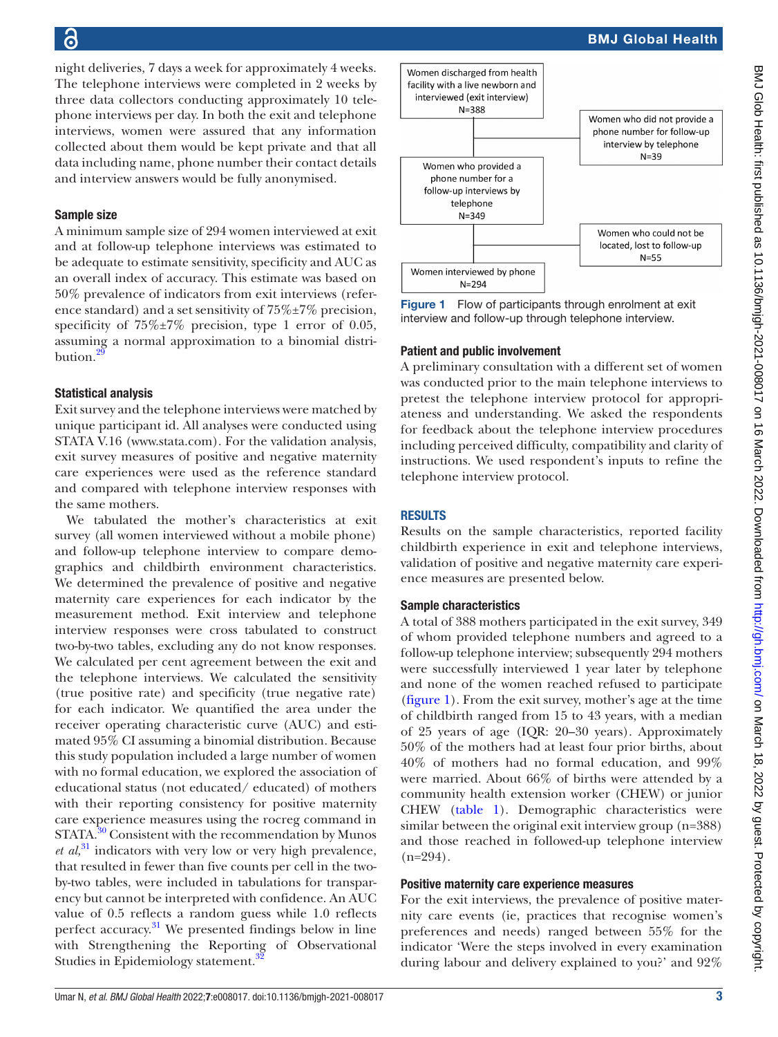night deliveries, 7 days a week for approximately 4 weeks. The telephone interviews were completed in 2 weeks by three data collectors conducting approximately 10 telephone interviews per day. In both the exit and telephone interviews, women were assured that any information collected about them would be kept private and that all data including name, phone number their contact details and interview answers would be fully anonymised.

### Sample size

A minimum sample size of 294 women interviewed at exit and at follow-up telephone interviews was estimated to be adequate to estimate sensitivity, specificity and AUC as an overall index of accuracy. This estimate was based on 50% prevalence of indicators from exit interviews (reference standard) and a set sensitivity of 75%±7% precision, specificity of 75%±7% precision, type 1 error of 0.05, assuming a normal approximation to a binomial distribution.[29]

### Statistical analysis

Exit survey and the telephone interviews were matched by unique participant id. All analyses were conducted using STATA V.16 (www.stata.com). For the validation analysis, exit survey measures of positive and negative maternity care experiences were used as the reference standard and compared with telephone interview responses with the same mothers.

We tabulated the mother's characteristics at exit survey (all women interviewed without a mobile phone) and follow-up telephone interview to compare demographics and childbirth environment characteristics. We determined the prevalence of positive and negative maternity care experiences for each indicator by the measurement method. Exit interview and telephone interview responses were cross tabulated to construct two-by-two tables, excluding any do not know responses. We calculated per cent agreement between the exit and the telephone interviews. We calculated the sensitivity (true positive rate) and specificity (true negative rate) for each indicator. We quantified the area under the receiver operating characteristic curve (AUC) and estimated 95% CI assuming a binomial distribution. Because this study population included a large number of women with no formal education, we explored the association of educational status (not educated/ educated) of mothers with their reporting consistency for positive maternity care experience measures using the rocreg command in STATA.[30] Consistent with the recommendation by Munos *et al*,[31] indicators with very low or very high prevalence, that resulted in fewer than five counts per cell in the two-by-two tables, were included in tabulations for transparency but cannot be interpreted with confidence. An AUC value of 0.5 reflects a random guess while 1.0 reflects perfect accuracy.[31] We presented findings below in line with Strengthening the Reporting of Observational Studies in Epidemiology statement.[32]

Women discharged from health facility with a live newborn and interviewed (exit interview) N=388

Women who did not provide a phone number for follow-up interview by telephone N=39

Women who provided a phone number for a follow-up interviews by telephone N=349

Women who could not be located, lost to follow-up N=55

Women interviewed by phone N=294

**Figure 1** Flow of participants through enrolment at exit interview and follow-up through telephone interview.

### Patient and public involvement

A preliminary consultation with a different set of women was conducted prior to the main telephone interviews to pretest the telephone interview protocol for appropriateness and understanding. We asked the respondents for feedback about the telephone interview procedures including perceived difficulty, compatibility and clarity of instructions. We used respondent's inputs to refine the telephone interview protocol.

## RESULTS

Results on the sample characteristics, reported facility childbirth experience in exit and telephone interviews, validation of positive and negative maternity care experience measures are presented below.

### Sample characteristics

A total of 388 mothers participated in the exit survey, 349 of whom provided telephone numbers and agreed to a follow-up telephone interview; subsequently 294 mothers were successfully interviewed 1 year later by telephone and none of the women reached refused to participate (figure 1). From the exit survey, mother's age at the time of childbirth ranged from 15 to 43 years, with a median of 25 years of age (IQR: 20–30 years). Approximately 50% of the mothers had at least four prior births, about 40% of mothers had no formal education, and 99% were married. About 66% of births were attended by a community health extension worker (CHEW) or junior CHEW (table 1). Demographic characteristics were similar between the original exit interview group (n=388) and those reached in followed-up telephone interview (n=294).

### Positive maternity care experience measures

For the exit interviews, the prevalence of positive maternity care events (ie, practices that recognise women's preferences and needs) ranged between 55% for the indicator 'Were the steps involved in every examination during labour and delivery explained to you?' and 92%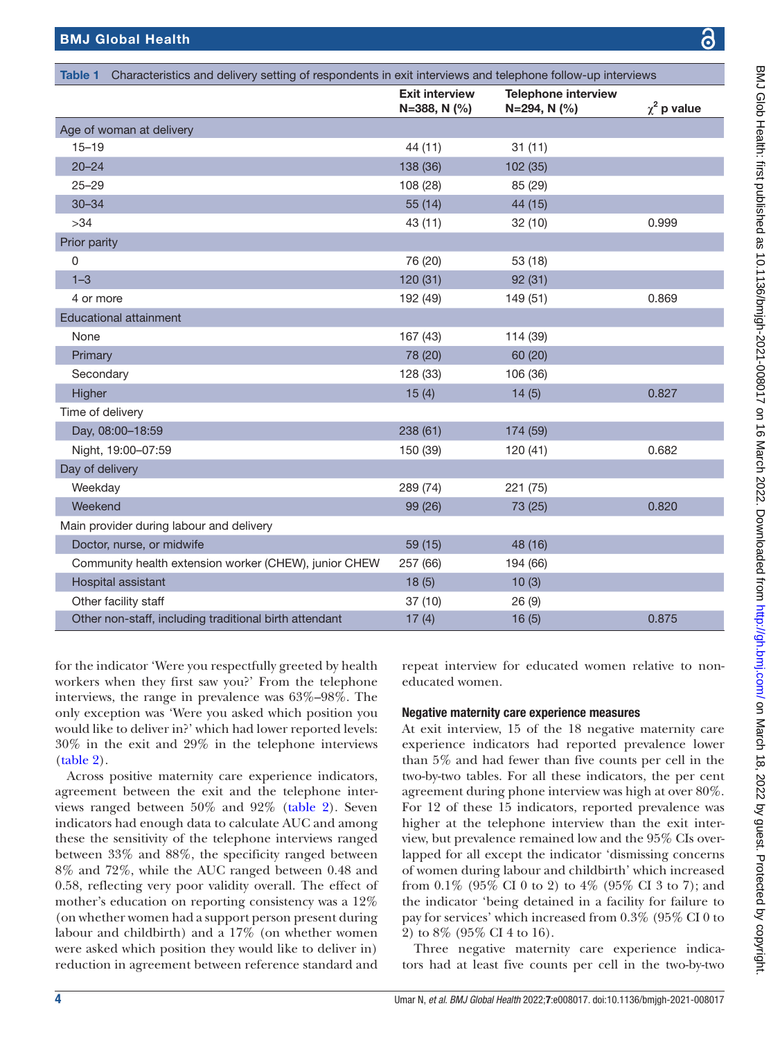Table 1 Characteristics and delivery setting of respondents in exit interviews and telephone follow-up interviews

| | Exit interview N=388, N (%) | Telephone interview N=294, N (%) | $\chi^2$ p value |
|---|---|---|---|
| Age of woman at delivery | | | |
| 15–19 | 44 (11) | 31 (11) | |
| 20–24 | 138 (36) | 102 (35) | |
| 25–29 | 108 (28) | 85 (29) | |
| 30–34 | 55 (14) | 44 (15) | |
| >34 | 43 (11) | 32 (10) | 0.999 |
| Prior parity | | | |
| 0 | 76 (20) | 53 (18) | |
| 1–3 | 120 (31) | 92 (31) | |
| 4 or more | 192 (49) | 149 (51) | 0.869 |
| Educational attainment | | | |
| None | 167 (43) | 114 (39) | |
| Primary | 78 (20) | 60 (20) | |
| Secondary | 128 (33) | 106 (36) | |
| Higher | 15 (4) | 14 (5) | 0.827 |
| Time of delivery | | | |
| Day, 08:00–18:59 | 238 (61) | 174 (59) | |
| Night, 19:00–07:59 | 150 (39) | 120 (41) | 0.682 |
| Day of delivery | | | |
| Weekday | 289 (74) | 221 (75) | |
| Weekend | 99 (26) | 73 (25) | 0.820 |
| Main provider during labour and delivery | | | |
| Doctor, nurse, or midwife | 59 (15) | 48 (16) | |
| Community health extension worker (CHEW), junior CHEW | 257 (66) | 194 (66) | |
| Hospital assistant | 18 (5) | 10 (3) | |
| Other facility staff | 37 (10) | 26 (9) | |
| Other non-staff, including traditional birth attendant | 17 (4) | 16 (5) | 0.875 |

for the indicator 'Were you respectfully greeted by health workers when they first saw you?' From the telephone interviews, the range in prevalence was 63%–98%. The only exception was 'Were you asked which position you would like to deliver in?' which had lower reported levels: 30% in the exit and 29% in the telephone interviews (table 2).

Across positive maternity care experience indicators, agreement between the exit and the telephone interviews ranged between 50% and 92% (table 2). Seven indicators had enough data to calculate AUC and among these the sensitivity of the telephone interviews ranged between 33% and 88%, the specificity ranged between 8% and 72%, while the AUC ranged between 0.48 and 0.58, reflecting very poor validity overall. The effect of mother's education on reporting consistency was a 12% (on whether women had a support person present during labour and childbirth) and a 17% (on whether women were asked which position they would like to deliver in) reduction in agreement between reference standard and repeat interview for educated women relative to non-educated women.

### Negative maternity care experience measures

At exit interview, 15 of the 18 negative maternity care experience indicators had reported prevalence lower than 5% and had fewer than five counts per cell in the two-by-two tables. For all these indicators, the per cent agreement during phone interview was high at over 80%. For 12 of these 15 indicators, reported prevalence was higher at the telephone interview than the exit interview, but prevalence remained low and the 95% CIs overlapped for all except the indicator 'dismissing concerns of women during labour and childbirth' which increased from 0.1% (95% CI 0 to 2) to 4% (95% CI 3 to 7); and the indicator 'being detained in a facility for failure to pay for services' which increased from 0.3% (95% CI 0 to 2) to 8% (95% CI 4 to 16).

Three negative maternity care experience indicators had at least five counts per cell in the two-by-two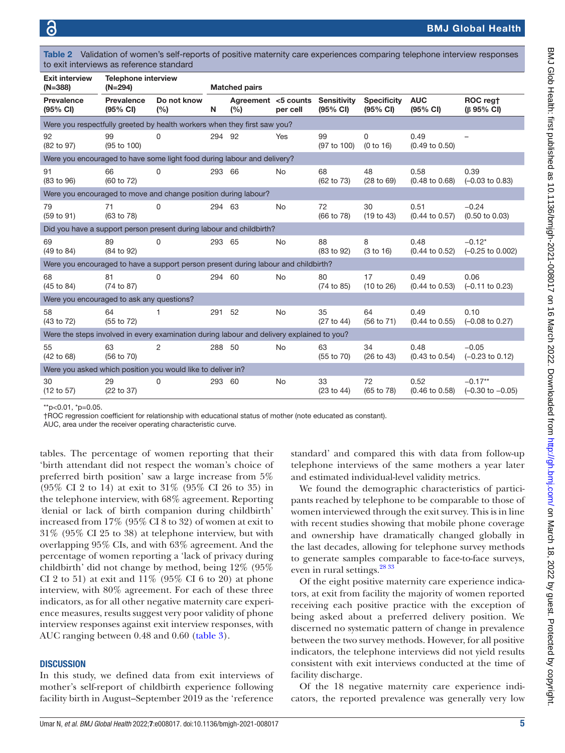Table 2 Validation of women's self-reports of positive maternity care experiences comparing telephone interview responses to exit interviews as reference standard

| Exit interview (N=388) | Telephone interview (N=294) | | Matched pairs | | | | | | |
|---|---|---|---|---|---|---|---|---|---|
| Prevalence (95% CI) | Prevalence (95% CI) | Do not know (%) | N | Agreement (%) | <5 counts per cell | Sensitivity (95% CI) | Specificity (95% CI) | AUC (95% CI) | ROC reg† (β 95% CI) |
| **Were you respectfully greeted by health workers when they first saw you?** | | | | | | | | | |
| 92 (82 to 97) | 99 (95 to 100) | 0 | 294 | 92 | Yes | 99 (97 to 100) | 0 (0 to 16) | 0.49 (0.49 to 0.50) | – |
| **Were you encouraged to have some light food during labour and delivery?** | | | | | | | | | |
| 91 (83 to 96) | 66 (60 to 72) | 0 | 293 | 66 | No | 68 (62 to 73) | 48 (28 to 69) | 0.58 (0.48 to 0.68) | 0.39 (−0.03 to 0.83) |
| **Were you encouraged to move and change position during labour?** | | | | | | | | | |
| 79 (59 to 91) | 71 (63 to 78) | 0 | 294 | 63 | No | 72 (66 to 78) | 30 (19 to 43) | 0.51 (0.44 to 0.57) | −0.24 (0.50 to 0.03) |
| **Did you have a support person present during labour and childbirth?** | | | | | | | | | |
| 69 (49 to 84) | 89 (84 to 92) | 0 | 293 | 65 | No | 88 (83 to 92) | 8 (3 to 16) | 0.48 (0.44 to 0.52) | −0.12* (−0.25 to 0.002) |
| **Were you encouraged to have a support person present during labour and childbirth?** | | | | | | | | | |
| 68 (45 to 84) | 81 (74 to 87) | 0 | 294 | 60 | No | 80 (74 to 85) | 17 (10 to 26) | 0.49 (0.44 to 0.53) | 0.06 (−0.11 to 0.23) |
| **Were you encouraged to ask any questions?** | | | | | | | | | |
| 58 (43 to 72) | 64 (55 to 72) | 1 | 291 | 52 | No | 35 (27 to 44) | 64 (56 to 71) | 0.49 (0.44 to 0.55) | 0.10 (−0.08 to 0.27) |
| **Were the steps involved in every examination during labour and delivery explained to you?** | | | | | | | | | |
| 55 (42 to 68) | 63 (56 to 70) | 2 | 288 | 50 | No | 63 (55 to 70) | 34 (26 to 43) | 0.48 (0.43 to 0.54) | −0.05 (−0.23 to 0.12) |
| **Were you asked which position you would like to deliver in?** | | | | | | | | | |
| 30 (12 to 57) | 29 (22 to 37) | 0 | 293 | 60 | No | 33 (23 to 44) | 72 (65 to 78) | 0.52 (0.46 to 0.58) | −0.17** (−0.30 to −0.05) |

**p<0.01, *p=0.05.
†ROC regression coefficient for relationship with educational status of mother (note educated as constant).
AUC, area under the receiver operating characteristic curve.

tables. The percentage of women reporting that their 'birth attendant did not respect the woman's choice of preferred birth position' saw a large increase from 5% (95% CI 2 to 14) at exit to 31% (95% CI 26 to 35) in the telephone interview, with 68% agreement. Reporting 'denial or lack of birth companion during childbirth' increased from 17% (95% CI 8 to 32) of women at exit to 31% (95% CI 25 to 38) at telephone interview, but with overlapping 95% CIs, and with 63% agreement. And the percentage of women reporting a 'lack of privacy during childbirth' did not change by method, being 12% (95% CI 2 to 51) at exit and 11% (95% CI 6 to 20) at phone interview, with 80% agreement. For each of these three indicators, as for all other negative maternity care experience measures, results suggest very poor validity of phone interview responses against exit interview responses, with AUC ranging between 0.48 and 0.60 (table 3).

## DISCUSSION

In this study, we defined data from exit interviews of mother's self-report of childbirth experience following facility birth in August–September 2019 as the 'reference standard' and compared this with data from follow-up telephone interviews of the same mothers a year later and estimated individual-level validity metrics.

We found the demographic characteristics of participants reached by telephone to be comparable to those of women interviewed through the exit survey. This is in line with recent studies showing that mobile phone coverage and ownership have dramatically changed globally in the last decades, allowing for telephone survey methods to generate samples comparable to face-to-face surveys, even in rural settings.[28 33]

Of the eight positive maternity care experience indicators, at exit from facility the majority of women reported receiving each positive practice with the exception of being asked about a preferred delivery position. We discerned no systematic pattern of change in prevalence between the two survey methods. However, for all positive indicators, the telephone interviews did not yield results consistent with exit interviews conducted at the time of facility discharge.

Of the 18 negative maternity care experience indicators, the reported prevalence was generally very low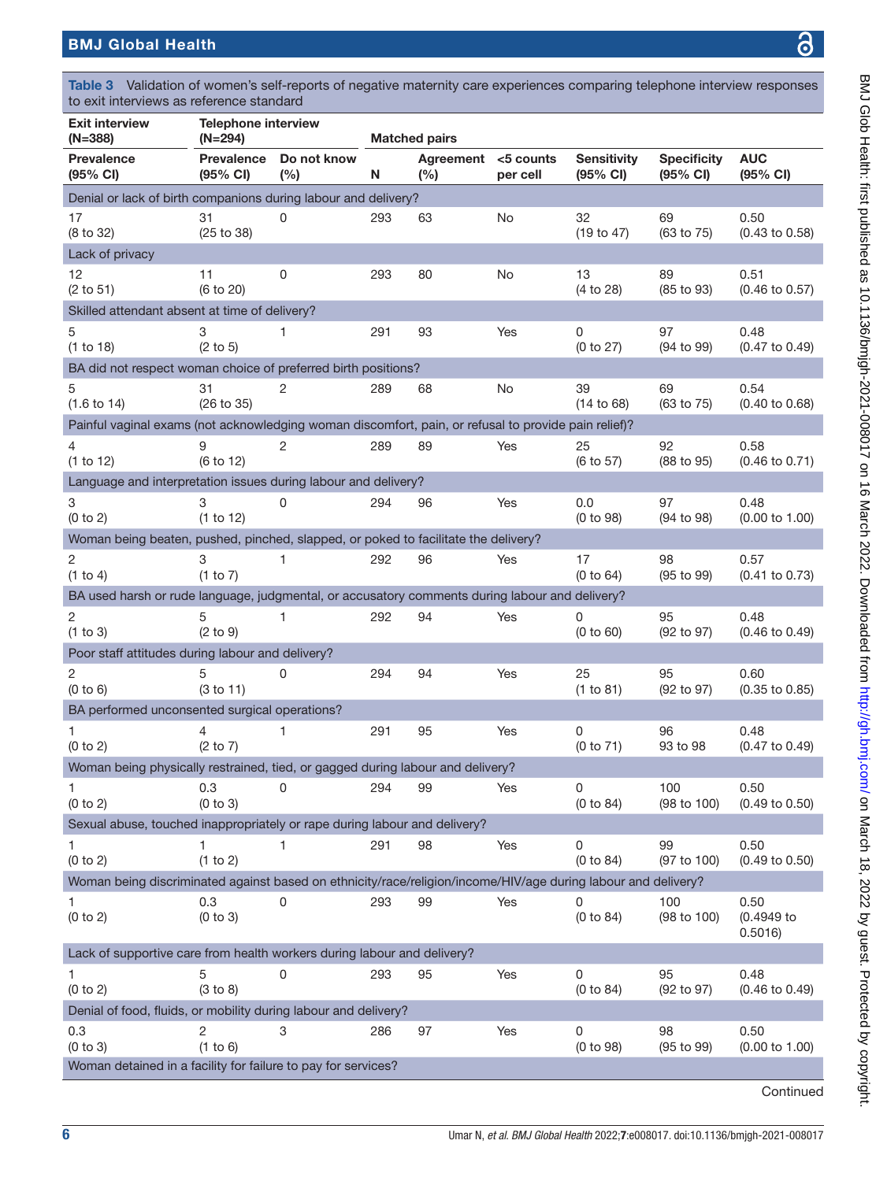Table 3 Validation of women's self-reports of negative maternity care experiences comparing telephone interview responses to exit interviews as reference standard

| Exit interview (N=388) | Telephone interview (N=294) | | Matched pairs | | | | | |
|---|---|---|---|---|---|---|---|---|
| Prevalence (95% CI) | Prevalence (95% CI) | Do not know (%) | N | Agreement (%) | <5 counts per cell | Sensitivity (95% CI) | Specificity (95% CI) | AUC (95% CI) |
| **Denial or lack of birth companions during labour and delivery?** | | | | | | | | |
| 17 (8 to 32) | 31 (25 to 38) | 0 | 293 | 63 | No | 32 (19 to 47) | 69 (63 to 75) | 0.50 (0.43 to 0.58) |
| **Lack of privacy** | | | | | | | | |
| 12 (2 to 51) | 11 (6 to 20) | 0 | 293 | 80 | No | 13 (4 to 28) | 89 (85 to 93) | 0.51 (0.46 to 0.57) |
| **Skilled attendant absent at time of delivery?** | | | | | | | | |
| 5 (1 to 18) | 3 (2 to 5) | 1 | 291 | 93 | Yes | 0 (0 to 27) | 97 (94 to 99) | 0.48 (0.47 to 0.49) |
| **BA did not respect woman choice of preferred birth positions?** | | | | | | | | |
| 5 (1.6 to 14) | 31 (26 to 35) | 2 | 289 | 68 | No | 39 (14 to 68) | 69 (63 to 75) | 0.54 (0.40 to 0.68) |
| **Painful vaginal exams (not acknowledging woman discomfort, pain, or refusal to provide pain relief)?** | | | | | | | | |
| 4 (1 to 12) | 9 (6 to 12) | 2 | 289 | 89 | Yes | 25 (6 to 57) | 92 (88 to 95) | 0.58 (0.46 to 0.71) |
| **Language and interpretation issues during labour and delivery?** | | | | | | | | |
| 3 (0 to 2) | 3 (1 to 12) | 0 | 294 | 96 | Yes | 0.0 (0 to 98) | 97 (94 to 98) | 0.48 (0.00 to 1.00) |
| **Woman being beaten, pushed, pinched, slapped, or poked to facilitate the delivery?** | | | | | | | | |
| 2 (1 to 4) | 3 (1 to 7) | 1 | 292 | 96 | Yes | 17 (0 to 64) | 98 (95 to 99) | 0.57 (0.41 to 0.73) |
| **BA used harsh or rude language, judgmental, or accusatory comments during labour and delivery?** | | | | | | | | |
| 2 (1 to 3) | 5 (2 to 9) | 1 | 292 | 94 | Yes | 0 (0 to 60) | 95 (92 to 97) | 0.48 (0.46 to 0.49) |
| **Poor staff attitudes during labour and delivery?** | | | | | | | | |
| 2 (0 to 6) | 5 (3 to 11) | 0 | 294 | 94 | Yes | 25 (1 to 81) | 95 (92 to 97) | 0.60 (0.35 to 0.85) |
| **BA performed unconsented surgical operations?** | | | | | | | | |
| 1 (0 to 2) | 4 (2 to 7) | 1 | 291 | 95 | Yes | 0 (0 to 71) | 96 93 to 98 | 0.48 (0.47 to 0.49) |
| **Woman being physically restrained, tied, or gagged during labour and delivery?** | | | | | | | | |
| 1 (0 to 2) | 0.3 (0 to 3) | 0 | 294 | 99 | Yes | 0 (0 to 84) | 100 (98 to 100) | 0.50 (0.49 to 0.50) |
| **Sexual abuse, touched inappropriately or rape during labour and delivery?** | | | | | | | | |
| 1 (0 to 2) | 1 (1 to 2) | 1 | 291 | 98 | Yes | 0 (0 to 84) | 99 (97 to 100) | 0.50 (0.49 to 0.50) |
| **Woman being discriminated against based on ethnicity/race/religion/income/HIV/age during labour and delivery?** | | | | | | | | |
| 1 (0 to 2) | 0.3 (0 to 3) | 0 | 293 | 99 | Yes | 0 (0 to 84) | 100 (98 to 100) | 0.50 (0.4949 to 0.5016) |
| **Lack of supportive care from health workers during labour and delivery?** | | | | | | | | |
| 1 (0 to 2) | 5 (3 to 8) | 0 | 293 | 95 | Yes | 0 (0 to 84) | 95 (92 to 97) | 0.48 (0.46 to 0.49) |
| **Denial of food, fluids, or mobility during labour and delivery?** | | | | | | | | |
| 0.3 (0 to 3) | 2 (1 to 6) | 3 | 286 | 97 | Yes | 0 (0 to 98) | 98 (95 to 99) | 0.50 (0.00 to 1.00) |
| **Woman detained in a facility for failure to pay for services?** | | | | | | | | |

Continued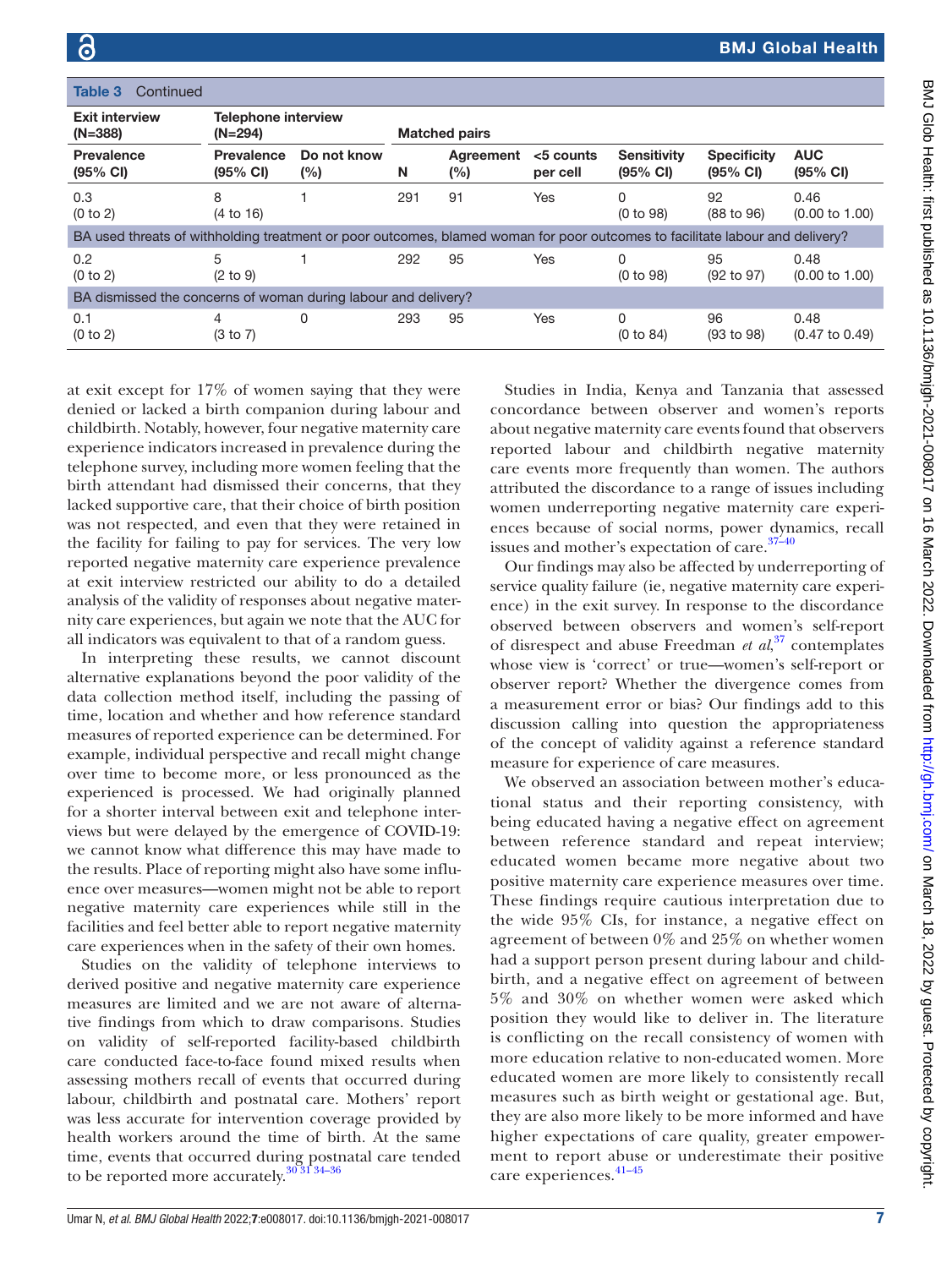**Table 3** Continued

| Exit interview (N=388) | Telephone interview (N=294) | | Matched pairs | | | | | |
|---|---|---|---|---|---|---|---|---|
| Prevalence (95% CI) | Prevalence (95% CI) | Do not know (%) | N | Agreement (%) | <5 counts per cell | Sensitivity (95% CI) | Specificity (95% CI) | AUC (95% CI) |
| 0.3 (0 to 2) | 8 (4 to 16) | 1 | 291 | 91 | Yes | 0 (0 to 98) | 92 (88 to 96) | 0.46 (0.00 to 1.00) |
| BA used threats of withholding treatment or poor outcomes, blamed woman for poor outcomes to facilitate labour and delivery? | | | | | | | | |
| 0.2 (0 to 2) | 5 (2 to 9) | 1 | 292 | 95 | Yes | 0 (0 to 98) | 95 (92 to 97) | 0.48 (0.00 to 1.00) |
| BA dismissed the concerns of woman during labour and delivery? | | | | | | | | |
| 0.1 (0 to 2) | 4 (3 to 7) | 0 | 293 | 95 | Yes | 0 (0 to 84) | 96 (93 to 98) | 0.48 (0.47 to 0.49) |

at exit except for 17% of women saying that they were denied or lacked a birth companion during labour and childbirth. Notably, however, four negative maternity care experience indicators increased in prevalence during the telephone survey, including more women feeling that the birth attendant had dismissed their concerns, that they lacked supportive care, that their choice of birth position was not respected, and even that they were retained in the facility for failing to pay for services. The very low reported negative maternity care experience prevalence at exit interview restricted our ability to do a detailed analysis of the validity of responses about negative maternity care experiences, but again we note that the AUC for all indicators was equivalent to that of a random guess.

In interpreting these results, we cannot discount alternative explanations beyond the poor validity of the data collection method itself, including the passing of time, location and whether and how reference standard measures of reported experience can be determined. For example, individual perspective and recall might change over time to become more, or less pronounced as the experienced is processed. We had originally planned for a shorter interval between exit and telephone interviews but were delayed by the emergence of COVID-19: we cannot know what difference this may have made to the results. Place of reporting might also have some influence over measures—women might not be able to report negative maternity care experiences while still in the facilities and feel better able to report negative maternity care experiences when in the safety of their own homes.

Studies on the validity of telephone interviews to derived positive and negative maternity care experience measures are limited and we are not aware of alternative findings from which to draw comparisons. Studies on validity of self-reported facility-based childbirth care conducted face-to-face found mixed results when assessing mothers recall of events that occurred during labour, childbirth and postnatal care. Mothers' report was less accurate for intervention coverage provided by health workers around the time of birth. At the same time, events that occurred during postnatal care tended to be reported more accurately.[30 31 34–36]

Studies in India, Kenya and Tanzania that assessed concordance between observer and women's reports about negative maternity care events found that observers reported labour and childbirth negative maternity care events more frequently than women. The authors attributed the discordance to a range of issues including women underreporting negative maternity care experiences because of social norms, power dynamics, recall issues and mother's expectation of care.[37–40]

Our findings may also be affected by underreporting of service quality failure (ie, negative maternity care experience) in the exit survey. In response to the discordance observed between observers and women's self-report of disrespect and abuse Freedman *et al*,[37] contemplates whose view is 'correct' or true—women's self-report or observer report? Whether the divergence comes from a measurement error or bias? Our findings add to this discussion calling into question the appropriateness of the concept of validity against a reference standard measure for experience of care measures.

We observed an association between mother's educational status and their reporting consistency, with being educated having a negative effect on agreement between reference standard and repeat interview; educated women became more negative about two positive maternity care experience measures over time. These findings require cautious interpretation due to the wide 95% CIs, for instance, a negative effect on agreement of between 0% and 25% on whether women had a support person present during labour and childbirth, and a negative effect on agreement of between 5% and 30% on whether women were asked which position they would like to deliver in. The literature is conflicting on the recall consistency of women with more education relative to non-educated women. More educated women are more likely to consistently recall measures such as birth weight or gestational age. But, they are also more likely to be more informed and have higher expectations of care quality, greater empowerment to report abuse or underestimate their positive care experiences.[41–45]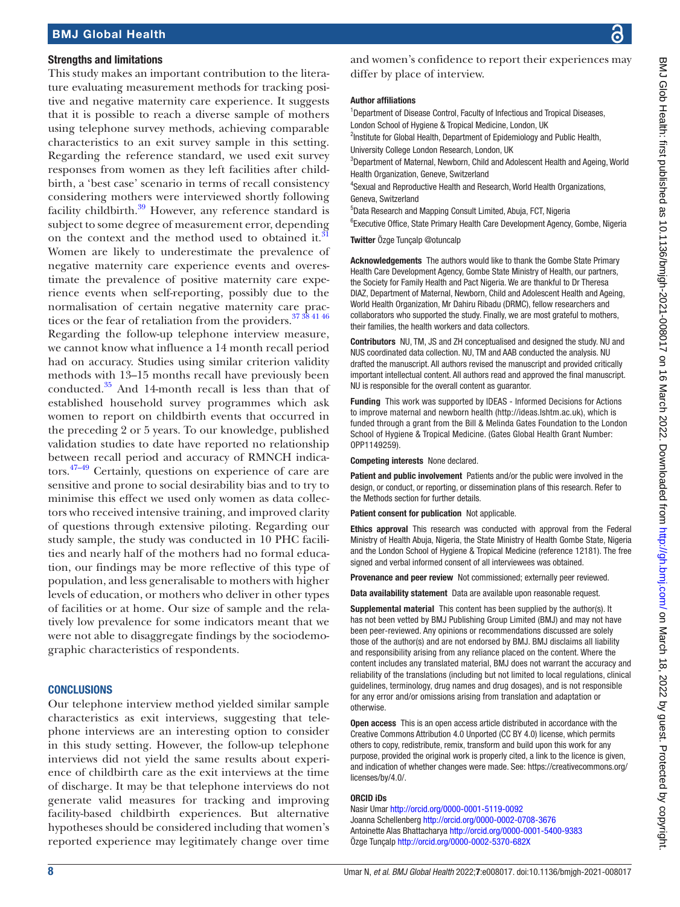### Strengths and limitations

This study makes an important contribution to the literature evaluating measurement methods for tracking positive and negative maternity care experience. It suggests that it is possible to reach a diverse sample of mothers using telephone survey methods, achieving comparable characteristics to an exit survey sample in this setting. Regarding the reference standard, we used exit survey responses from women as they left facilities after childbirth, a 'best case' scenario in terms of recall consistency considering mothers were interviewed shortly following facility childbirth.[39] However, any reference standard is subject to some degree of measurement error, depending on the context and the method used to obtained it.[31] Women are likely to underestimate the prevalence of negative maternity care experience events and overestimate the prevalence of positive maternity care experience events when self-reporting, possibly due to the normalisation of certain negative maternity care practices or the fear of retaliation from the providers.[37 38 41 46] Regarding the follow-up telephone interview measure, we cannot know what influence a 14 month recall period had on accuracy. Studies using similar criterion validity methods with 13–15 months recall have previously been conducted.[35] And 14-month recall is less than that of established household survey programmes which ask women to report on childbirth events that occurred in the preceding 2 or 5 years. To our knowledge, published validation studies to date have reported no relationship between recall period and accuracy of RMNCH indicators.[47–49] Certainly, questions on experience of care are sensitive and prone to social desirability bias and to try to minimise this effect we used only women as data collectors who received intensive training, and improved clarity of questions through extensive piloting. Regarding our study sample, the study was conducted in 10 PHC facilities and nearly half of the mothers had no formal education, our findings may be more reflective of this type of population, and less generalisable to mothers with higher levels of education, or mothers who deliver in other types of facilities or at home. Our size of sample and the relatively low prevalence for some indicators meant that we were not able to disaggregate findings by the sociodemographic characteristics of respondents.

## CONCLUSIONS

Our telephone interview method yielded similar sample characteristics as exit interviews, suggesting that telephone interviews are an interesting option to consider in this study setting. However, the follow-up telephone interviews did not yield the same results about experience of childbirth care as the exit interviews at the time of discharge. It may be that telephone interviews do not generate valid measures for tracking and improving facility-based childbirth experiences. But alternative hypotheses should be considered including that women's reported experience may legitimately change over time and women's confidence to report their experiences may differ by place of interview.

**Author affiliations**

[1]Department of Disease Control, Faculty of Infectious and Tropical Diseases, London School of Hygiene & Tropical Medicine, London, UK
[2]Institute for Global Health, Department of Epidemiology and Public Health, University College London Research, London, UK
[3]Department of Maternal, Newborn, Child and Adolescent Health and Ageing, World Health Organization, Geneve, Switzerland
[4]Sexual and Reproductive Health and Research, World Health Organizations, Geneva, Switzerland
[5]Data Research and Mapping Consult Limited, Abuja, FCT, Nigeria
[6]Executive Office, State Primary Health Care Development Agency, Gombe, Nigeria

**Twitter** Özge Tunçalp @otuncalp

**Acknowledgements** The authors would like to thank the Gombe State Primary Health Care Development Agency, Gombe State Ministry of Health, our partners, the Society for Family Health and Pact Nigeria. We are thankful to Dr Theresa DIAZ, Department of Maternal, Newborn, Child and Adolescent Health and Ageing, World Health Organization, Mr Dahiru Ribadu (DRMC), fellow researchers and collaborators who supported the study. Finally, we are most grateful to mothers, their families, the health workers and data collectors.

**Contributors** NU, TM, JS and ZH conceptualised and designed the study. NU and NUS coordinated data collection. NU, TM and AAB conducted the analysis. NU drafted the manuscript. All authors revised the manuscript and provided critically important intellectual content. All authors read and approved the final manuscript. NU is responsible for the overall content as guarantor.

**Funding** This work was supported by IDEAS - Informed Decisions for Actions to improve maternal and newborn health (http://ideas.lshtm.ac.uk), which is funded through a grant from the Bill & Melinda Gates Foundation to the London School of Hygiene & Tropical Medicine. (Gates Global Health Grant Number: OPP1149259).

**Competing interests** None declared.

**Patient and public involvement** Patients and/or the public were involved in the design, or conduct, or reporting, or dissemination plans of this research. Refer to the Methods section for further details.

**Patient consent for publication** Not applicable.

**Ethics approval** This research was conducted with approval from the Federal Ministry of Health Abuja, Nigeria, the State Ministry of Health Gombe State, Nigeria and the London School of Hygiene & Tropical Medicine (reference 12181). The free signed and verbal informed consent of all interviewees was obtained.

**Provenance and peer review** Not commissioned; externally peer reviewed.

**Data availability statement** Data are available upon reasonable request.

**Supplemental material** This content has been supplied by the author(s). It has not been vetted by BMJ Publishing Group Limited (BMJ) and may not have been peer-reviewed. Any opinions or recommendations discussed are solely those of the author(s) and are not endorsed by BMJ. BMJ disclaims all liability and responsibility arising from any reliance placed on the content. Where the content includes any translated material, BMJ does not warrant the accuracy and reliability of the translations (including but not limited to local regulations, clinical guidelines, terminology, drug names and drug dosages), and is not responsible for any error and/or omissions arising from translation and adaptation or otherwise.

**Open access** This is an open access article distributed in accordance with the Creative Commons Attribution 4.0 Unported (CC BY 4.0) license, which permits others to copy, redistribute, remix, transform and build upon this work for any purpose, provided the original work is properly cited, a link to the licence is given, and indication of whether changes were made. See: https://creativecommons.org/licenses/by/4.0/.

**ORCID iDs**

Nasir Umar http://orcid.org/0000-0001-5119-0092
Joanna Schellenberg http://orcid.org/0000-0002-0708-3676
Antoinette Alas Bhattacharya http://orcid.org/0000-0001-5400-9383
Özge Tunçalp http://orcid.org/0000-0002-5370-682X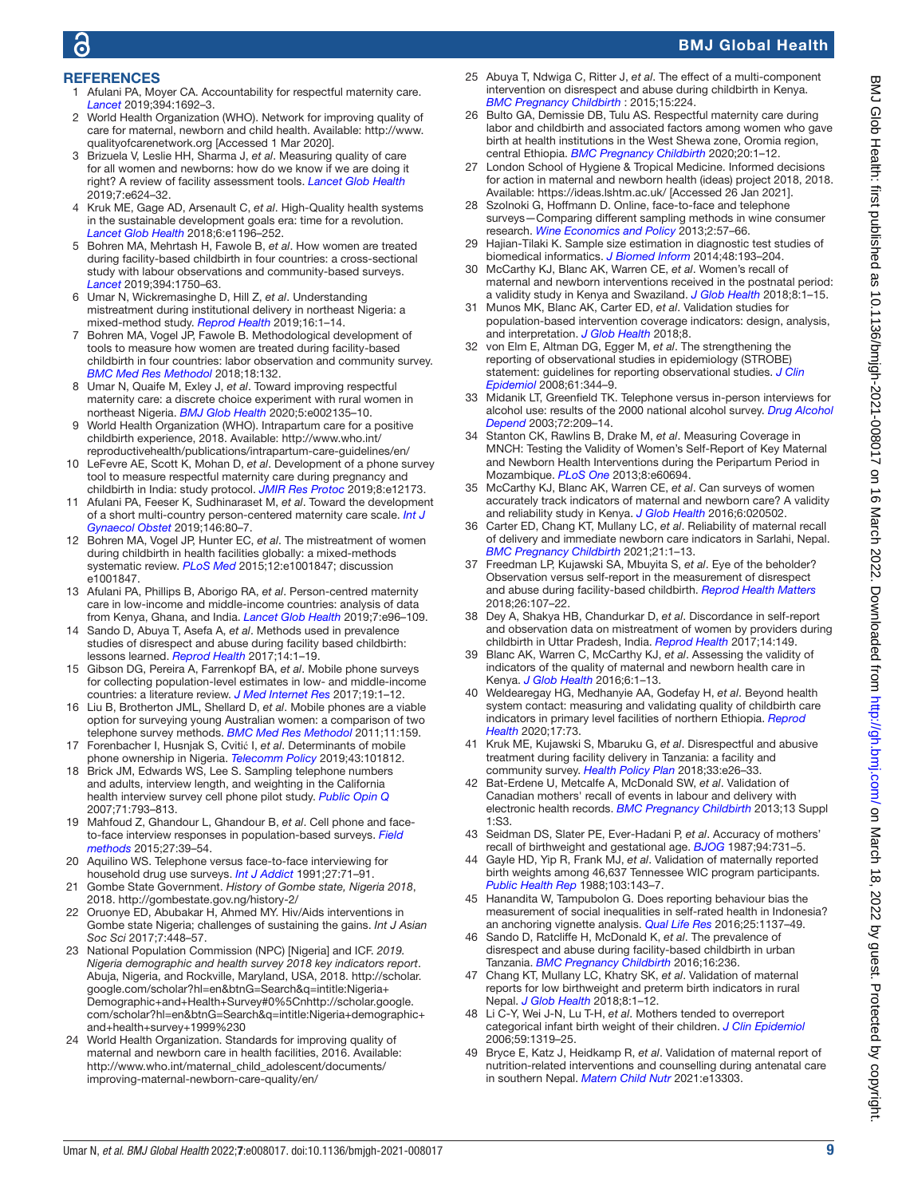## REFERENCES

1. Afulani PA, Moyer CA. Accountability for respectful maternity care. *Lancet* 2019;394:1692–3.
2. World Health Organization (WHO). Network for improving quality of care for maternal, newborn and child health. Available: http://www.qualityofcarenetwork.org [Accessed 1 Mar 2020].
3. Brizuela V, Leslie HH, Sharma J, *et al*. Measuring quality of care for all women and newborns: how do we know if we are doing it right? A review of facility assessment tools. *Lancet Glob Health* 2019;7:e624–32.
4. Kruk ME, Gage AD, Arsenault C, *et al*. High-Quality health systems in the sustainable development goals era: time for a revolution. *Lancet Glob Health* 2018;6:e1196–252.
5. Bohren MA, Mehrtash H, Fawole B, *et al*. How women are treated during facility-based childbirth in four countries: a cross-sectional study with labour observations and community-based surveys. *Lancet* 2019;394:1750–63.
6. Umar N, Wickremasinghe D, Hill Z, *et al*. Understanding mistreatment during institutional delivery in northeast Nigeria: a mixed-method study. *Reprod Health* 2019;16:1–14.
7. Bohren MA, Vogel JP, Fawole B, *et al*. Methodological development of tools to measure how women are treated during facility-based childbirth in four countries: labor observation and community survey. *BMC Med Res Methodol* 2018;18:132.
8. Umar N, Quaife M, Exley J, *et al*. Toward improving respectful maternity care: a discrete choice experiment with rural women in northeast Nigeria. *BMJ Glob Health* 2020;5:e002135–10.
9. World Health Organization (WHO). Intrapartum care for a positive childbirth experience, 2018. Available: http://www.who.int/reproductivehealth/publications/intrapartum-care-guidelines/en/
10. LeFevre AE, Scott K, Mohan D, *et al*. Development of a phone survey tool to measure respectful maternity care during pregnancy and childbirth in India: study protocol. *JMIR Res Protoc* 2019;8:e12173.
11. Afulani PA, Feeser K, Sudhinaraset M, *et al*. Toward the development of a short multi-country person-centered maternity care scale. *Int J Gynaecol Obstet* 2019;146:80–7.
12. Bohren MA, Vogel JP, Hunter EC, *et al*. The mistreatment of women during childbirth in health facilities globally: a mixed-methods systematic review. *PLoS Med* 2015;12:e1001847; discussion e1001847.
13. Afulani PA, Phillips B, Aborigo RA, *et al*. Person-centred maternity care in low-income and middle-income countries: analysis of data from Kenya, Ghana, and India. *Lancet Glob Health* 2019;7:e96–109.
14. Sando D, Abuya T, Asefa A, *et al*. Methods used in prevalence studies of disrespect and abuse during facility based childbirth: lessons learned. *Reprod Health* 2017;14:1–19.
15. Gibson DG, Pereira A, Farrenkopf BA, *et al*. Mobile phone surveys for collecting population-level estimates in low- and middle-income countries: a literature review. *J Med Internet Res* 2017;19:1–12.
16. Liu B, Brotherton JML, Shellard D, *et al*. Mobile phones are a viable option for surveying young Australian women: a comparison of two telephone survey methods. *BMC Med Res Methodol* 2011;11:159.
17. Forenbacher I, Husnjak S, Cvitić I, *et al*. Determinants of mobile phone ownership in Nigeria. *Telecomm Policy* 2019;43:101812.
18. Brick JM, Edwards WS, Lee S. Sampling telephone numbers and adults, interview length, and weighting in the California health interview survey cell phone pilot study. *Public Opin Q* 2007;71:793–813.
19. Mahfoud Z, Ghandour L, Ghandour B, *et al*. Cell phone and face-to-face interview responses in population-based surveys. *Field methods* 2015;27:39–54.
20. Aquilino WS. Telephone versus face-to-face interviewing for household drug use surveys. *Int J Addict* 1991;27:71–91.
21. Gombe State Government. *History of Gombe state, Nigeria 2018*, 2018. http://gombestate.gov.ng/history-2/
22. Oruonye ED, Abubakar H, Ahmed MY. Hiv/Aids interventions in Gombe state Nigeria; challenges of sustaining the gains. *Int J Asian Soc Sci* 2017;7:448–57.
23. National Population Commission (NPC) [Nigeria] and ICF. *2019. Nigeria demographic and health survey 2018 key indicators report*. Abuja, Nigeria, and Rockville, Maryland, USA, 2018. http://scholar.google.com/scholar?hl=en&btnG=Search&q=intitle:Nigeria+Demographic+and+Health+Survey#0%5Cnhttp://scholar.google.com/scholar?hl=en&btnG=Search&q=intitle:Nigeria+demographic+and+health+survey+1999%230
24. World Health Organization. Standards for improving quality of maternal and newborn care in health facilities, 2016. Available: http://www.who.int/maternal_child_adolescent/documents/improving-maternal-newborn-care-quality/en/
25. Abuya T, Ndwiga C, Ritter J, *et al*. The effect of a multi-component intervention on disrespect and abuse during childbirth in Kenya. *BMC Pregnancy Childbirth* : 2015;15:224.
26. Bulto GA, Demissie DB, Tulu AS. Respectful maternity care during labor and childbirth and associated factors among women who gave birth at health institutions in the West Shewa zone, Oromia region, central Ethiopia. *BMC Pregnancy Childbirth* 2020;20:1–12.
27. London School of Hygiene & Tropical Medicine. Informed decisions for action in maternal and newborn health (ideas) project 2018, 2018. Available: https://ideas.lshtm.ac.uk/ [Accessed 26 Jan 2021].
28. Szolnoki G, Hoffmann D. Online, face-to-face and telephone surveys—Comparing different sampling methods in wine consumer research. *Wine Economics and Policy* 2013;2:57–66.
29. Hajian-Tilaki K. Sample size estimation in diagnostic test studies of biomedical informatics. *J Biomed Inform* 2014;48:193–204.
30. McCarthy KJ, Blanc AK, Warren CE, *et al*. Women's recall of maternal and newborn interventions received in the postnatal period: a validity study in Kenya and Swaziland. *J Glob Health* 2018;8:1–15.
31. Munos MK, Blanc AK, Carter ED, *et al*. Validation studies for population-based intervention coverage indicators: design, analysis, and interpretation. *J Glob Health* 2018;8.
32. von Elm E, Altman DG, Egger M, *et al*. The strengthening the reporting of observational studies in epidemiology (STROBE) statement: guidelines for reporting observational studies. *J Clin Epidemiol* 2008;61:344–9.
33. Midanik LT, Greenfield TK. Telephone versus in-person interviews for alcohol use: results of the 2000 national alcohol survey. *Drug Alcohol Depend* 2003;72:209–14.
34. Stanton CK, Rawlins B, Drake M, *et al*. Measuring Coverage in MNCH: Testing the Validity of Women's Self-Report of Key Maternal and Newborn Health Interventions during the Peripartum Period in Mozambique. *PLoS One* 2013;8:e60694.
35. McCarthy KJ, Blanc AK, Warren CE, *et al*. Can surveys of women accurately track indicators of maternal and newborn care? A validity and reliability study in Kenya. *J Glob Health* 2016;6:020502.
36. Carter ED, Chang KT, Mullany LC, *et al*. Reliability of maternal recall of delivery and immediate newborn care indicators in Sarlahi, Nepal. *BMC Pregnancy Childbirth* 2021;21:1–13.
37. Freedman LP, Kujawski SA, Mbuyita S, *et al*. Eye of the beholder? Observation versus self-report in the measurement of disrespect and abuse during facility-based childbirth. *Reprod Health Matters* 2018;26:107–22.
38. Dey A, Shakya HB, Chandurkar D, *et al*. Discordance in self-report and observation data on mistreatment of women by providers during childbirth in Uttar Pradesh, India. *Reprod Health* 2017;14:149.
39. Blanc AK, Warren C, McCarthy KJ, *et al*. Assessing the validity of indicators of the quality of maternal and newborn health care in Kenya. *J Glob Health* 2016;6:1–13.
40. Weldearegay HG, Medhanyie AA, Godefay H, *et al*. Beyond health system contact: measuring and validating quality of childbirth care indicators in primary level facilities of northern Ethiopia. *Reprod Health* 2020;17:73.
41. Kruk ME, Kujawski S, Mbaruku G, *et al*. Disrespectful and abusive treatment during facility delivery in Tanzania: a facility and community survey. *Health Policy Plan* 2018;33:e26–33.
42. Bat-Erdene U, Metcalfe A, McDonald SW, *et al*. Validation of Canadian mothers' recall of events in labour and delivery with electronic health records. *BMC Pregnancy Childbirth* 2013;13 Suppl 1:S3.
43. Seidman DS, Slater PE, Ever-Hadani P, *et al*. Accuracy of mothers' recall of birthweight and gestational age. *BJOG* 1987;94:731–5.
44. Gayle HD, Yip R, Frank MJ, *et al*. Validation of maternally reported birth weights among 46,637 Tennessee WIC program participants. *Public Health Rep* 1988;103:143–7.
45. Hanandita W, Tampubolon G. Does reporting behaviour bias the measurement of social inequalities in self-rated health in Indonesia? an anchoring vignette analysis. *Qual Life Res* 2016;25:1137–49.
46. Sando D, Ratcliffe H, McDonald K, *et al*. The prevalence of disrespect and abuse during facility-based childbirth in urban Tanzania. *BMC Pregnancy Childbirth* 2016;16:236.
47. Chang KT, Mullany LC, Khatry SK, *et al*. Validation of maternal reports for low birthweight and preterm birth indicators in rural Nepal. *J Glob Health* 2018;8:1–12.
48. Li C-Y, Wei J-N, Lu T-H, *et al*. Mothers tended to overreport categorical infant birth weight of their children. *J Clin Epidemiol* 2006;59:1319–25.
49. Bryce E, Katz J, Heidkamp R, *et al*. Validation of maternal report of nutrition-related interventions and counselling during antenatal care in southern Nepal. *Matern Child Nutr* 2021:e13303.